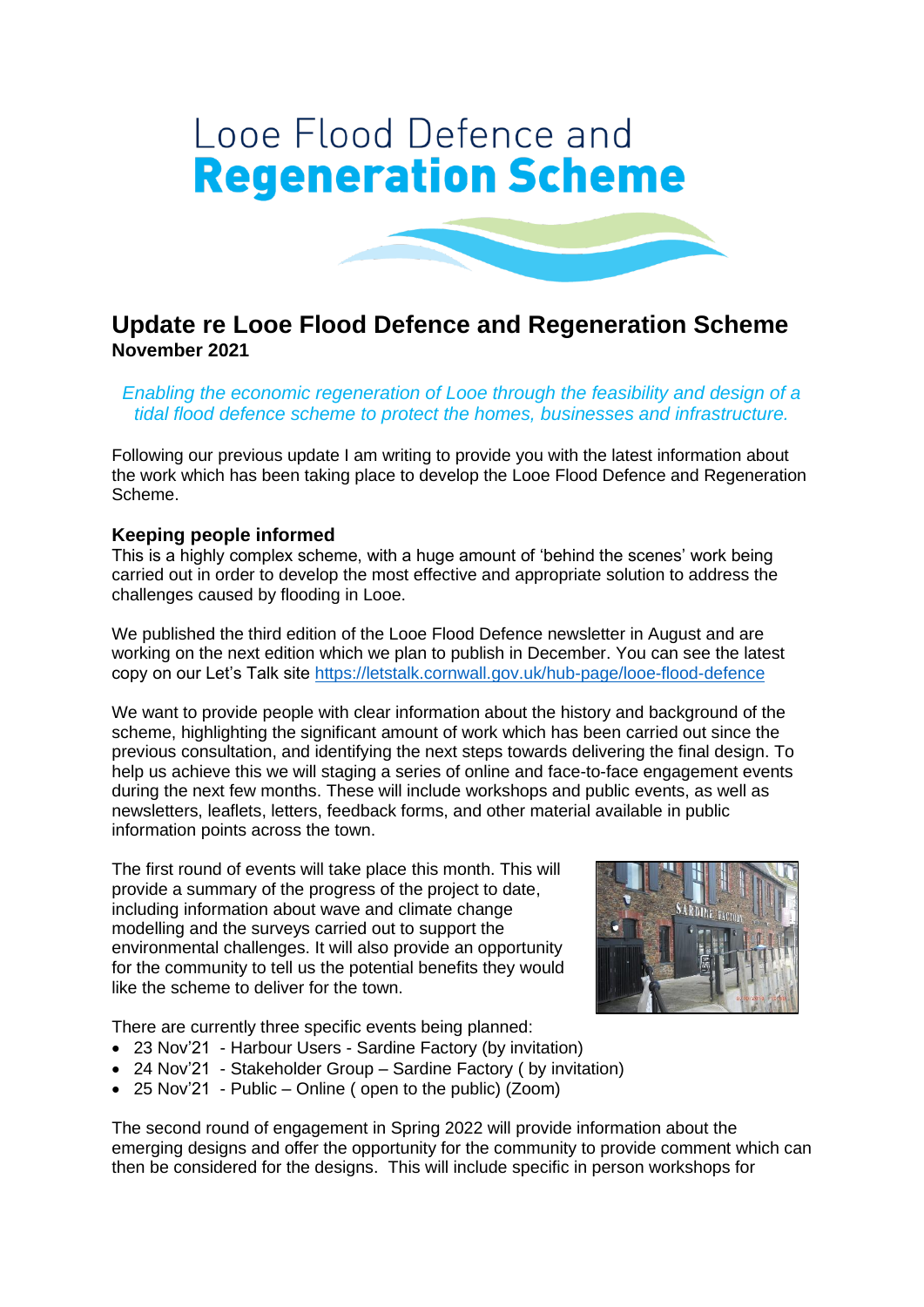# Looe Flood Defence and **Regeneration Scheme**

## Update re Looe Flood Defence and Regeneration Scheme

**November 2021**

*Enabling the economic regeneration of Looe through the feasibility and design of a tidal flood defence scheme to protect the homes, businesses and infrastructure.*

Following our previous update I am writing to provide you with the latest information about the work which has been taking place to develop the Looe Flood Defence and Regeneration Scheme.

### Keeping people informed

This is a highly complex scheme, with a huge amount of 'behind the scenes' work being carried out in order to develop the most effective and appropriate solution to address the challenges caused by flooding in Looe.

We published the third edition of the Looe Flood Defence newsletter in August and are working on the next edition which we plan to publish in December. You can see the latest copy on our Let's Talk site https://letstalk.cornwall.gov.uk/hub-page/looe-flood-defence

We want to provide people with clear information about the history and background of the scheme, highlighting the significant amount of work which has been carried out since the previous consultation, and identifying the next steps towards delivering the final design. To help us achieve this we will staging a series of online and face-to-face engagement events during the next few months. These will include workshops and public events, as well as newsletters, leaflets, letters, feedback forms, and other material available in public information points across the town.

The first round of events will take place this month. This will provide a summary of the progress of the project to date, including information about wave and climate change modelling and the surveys carried out to support the environmental challenges. It will also provide an opportunity for the community to tell us the potential benefits they would like the scheme to deliver for the town.

There are currently three specific events being planned:

- 23 Nov'21 - Harbour Users - Sardine Factory (by invitation)
- 24 Nov'21 - Stakeholder Group – Sardine Factory ( by invitation)
- 25 Nov'21 - Public – Online ( open to the public) (Zoom)

The second round of engagement in Spring 2022 will provide information about the emerging designs and offer the opportunity for the community to provide comment which can then be considered for the designs. This will include specific in person workshops for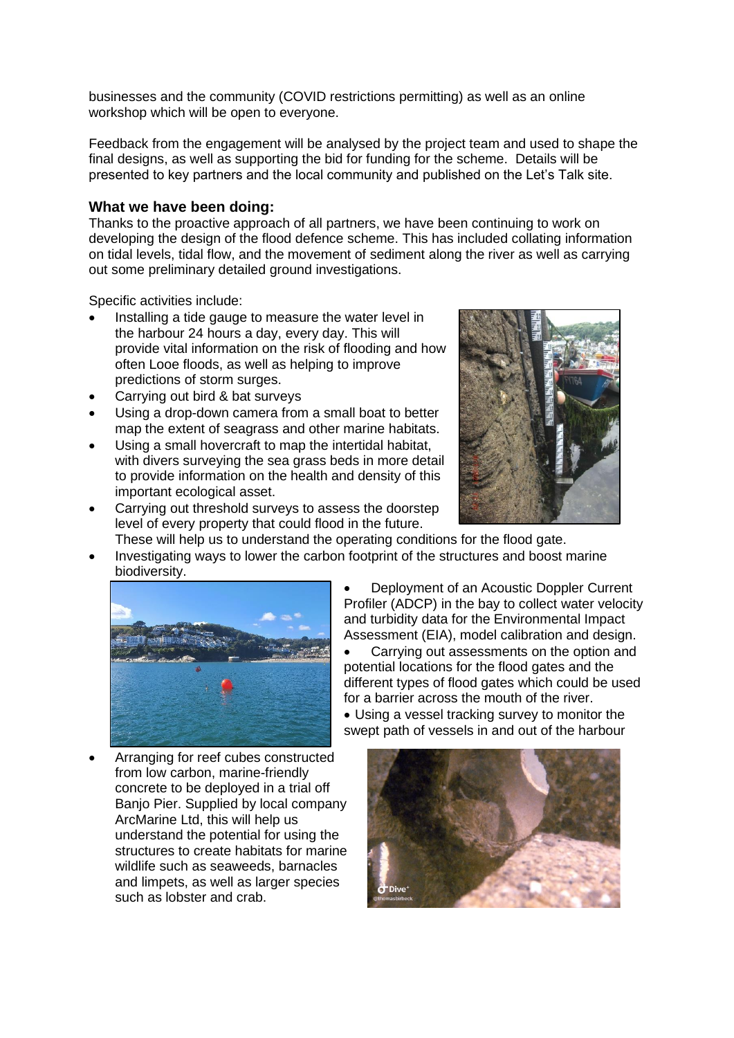businesses and the community (COVID restrictions permitting) as well as an online workshop which will be open to everyone.

Feedback from the engagement will be analysed by the project team and used to shape the final designs, as well as supporting the bid for funding for the scheme. Details will be presented to key partners and the local community and published on the Let's Talk site.

### What we have been doing:

Thanks to the proactive approach of all partners, we have been continuing to work on developing the design of the flood defence scheme. This has included collating information on tidal levels, tidal flow, and the movement of sediment along the river as well as carrying out some preliminary detailed ground investigations.

Specific activities include:

- Installing a tide gauge to measure the water level in the harbour 24 hours a day, every day. This will provide vital information on the risk of flooding and how often Looe floods, as well as helping to improve predictions of storm surges.
- Carrying out bird & bat surveys
- Using a drop-down camera from a small boat to better map the extent of seagrass and other marine habitats.
- Using a small hovercraft to map the intertidal habitat, with divers surveying the sea grass beds in more detail to provide information on the health and density of this important ecological asset.
- Carrying out threshold surveys to assess the doorstep level of every property that could flood in the future. These will help us to understand the operating conditions for the flood gate.
- Investigating ways to lower the carbon footprint of the structures and boost marine biodiversity.
- Deployment of an Acoustic Doppler Current Profiler (ADCP) in the bay to collect water velocity and turbidity data for the Environmental Impact Assessment (EIA), model calibration and design.
- Carrying out assessments on the option and potential locations for the flood gates and the different types of flood gates which could be used for a barrier across the mouth of the river.
- Using a vessel tracking survey to monitor the swept path of vessels in and out of the harbour
- Arranging for reef cubes constructed from low carbon, marine-friendly concrete to be deployed in a trial off Banjo Pier. Supplied by local company ArcMarine Ltd, this will help us understand the potential for using the structures to create habitats for marine wildlife such as seaweeds, barnacles and limpets, as well as larger species such as lobster and crab.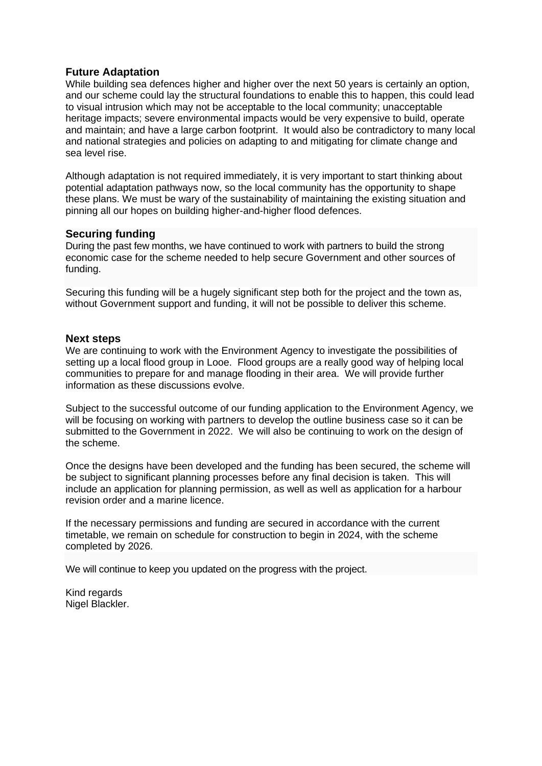## Future Adaptation

While building sea defences higher and higher over the next 50 years is certainly an option, and our scheme could lay the structural foundations to enable this to happen, this could lead to visual intrusion which may not be acceptable to the local community; unacceptable heritage impacts; severe environmental impacts would be very expensive to build, operate and maintain; and have a large carbon footprint. It would also be contradictory to many local and national strategies and policies on adapting to and mitigating for climate change and sea level rise.

Although adaptation is not required immediately, it is very important to start thinking about potential adaptation pathways now, so the local community has the opportunity to shape these plans. We must be wary of the sustainability of maintaining the existing situation and pinning all our hopes on building higher-and-higher flood defences.

## Securing funding

During the past few months, we have continued to work with partners to build the strong economic case for the scheme needed to help secure Government and other sources of funding.

Securing this funding will be a hugely significant step both for the project and the town as, without Government support and funding, it will not be possible to deliver this scheme.

## Next steps

We are continuing to work with the Environment Agency to investigate the possibilities of setting up a local flood group in Looe. Flood groups are a really good way of helping local communities to prepare for and manage flooding in their area. We will provide further information as these discussions evolve.

Subject to the successful outcome of our funding application to the Environment Agency, we will be focusing on working with partners to develop the outline business case so it can be submitted to the Government in 2022. We will also be continuing to work on the design of the scheme.

Once the designs have been developed and the funding has been secured, the scheme will be subject to significant planning processes before any final decision is taken. This will include an application for planning permission, as well as well as application for a harbour revision order and a marine licence.

If the necessary permissions and funding are secured in accordance with the current timetable, we remain on schedule for construction to begin in 2024, with the scheme completed by 2026.

We will continue to keep you updated on the progress with the project.

Kind regards
Nigel Blackler.